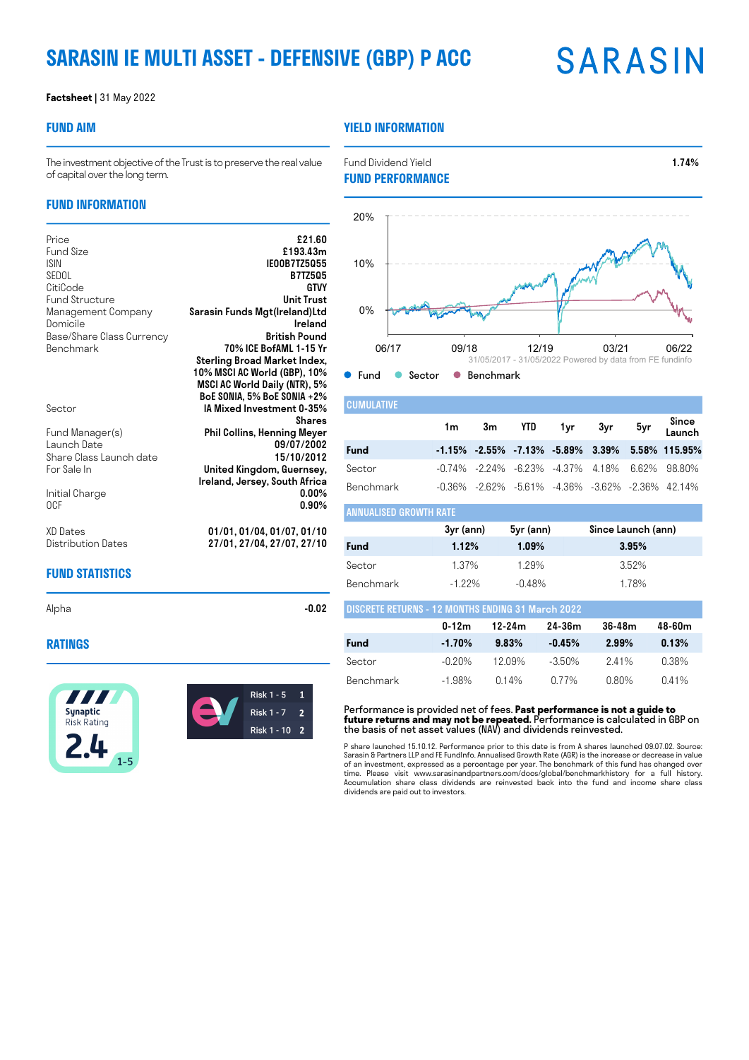# SARASIN IE MULTI ASSET - DEFENSIVE (GBP) P ACC

SARASIN

**Factsheet** | 31 May 2022

## FUND AIM

The investment objective of the Trust is to preserve the real value of capital over the long term.

## FUND INFORMATION

| | |
|---|---|
| Price | £21.60 |
| Fund Size | £193.43m |
| ISIN | IE00B7TZ5Q55 |
| SEDOL | B7TZ5Q5 |
| CitiCode | GTVY |
| Fund Structure | Unit Trust |
| Management Company | Sarasin Funds Mgt(Ireland)Ltd |
| Domicile | Ireland |
| Base/Share Class Currency | British Pound |
| Benchmark | 70% ICE BofAML 1-15 Yr Sterling Broad Market Index, 10% MSCI AC World (GBP), 10% MSCI AC World Daily (NTR), 5% BoE SONIA, 5% BoE SONIA +2% |
| Sector | IA Mixed Investment 0-35% Shares |
| Fund Manager(s) | Phil Collins, Henning Meyer |
| Launch Date | 09/07/2002 |
| Share Class Launch date | 15/10/2012 |
| For Sale In | United Kingdom, Guernsey, Ireland, Jersey, South Africa |
| Initial Charge | 0.00% |
| OCF | 0.90% |
| XD Dates | 01/01, 01/04, 01/07, 01/10 |
| Distribution Dates | 27/01, 27/04, 27/07, 27/10 |

## FUND STATISTICS

| | |
|---|---|
| Alpha | -0.02 |

## RATINGS

Synaptic Risk Rating 2.4 (1-5)

| | |
|---|---|
| Risk 1 - 5 | 1 |
| Risk 1 - 7 | 2 |
| Risk 1 - 10 | 2 |

## YIELD INFORMATION

| | |
|---|---|
| Fund Dividend Yield | 1.74% |

## FUND PERFORMANCE

20% 10% 0% — 06/17, 09/18, 12/19, 03/21, 06/22

31/05/2017 - 31/05/2022 Powered by data from FE fundinfo

● Fund ● Sector ● Benchmark

### CUMULATIVE

| | 1m | 3m | YTD | 1yr | 3yr | 5yr | Since Launch |
|---|---|---|---|---|---|---|---|
| **Fund** | **-1.15%** | **-2.55%** | **-7.13%** | **-5.89%** | **3.39%** | **5.58%** | **115.95%** |
| Sector | -0.74% | -2.24% | -6.23% | -4.37% | 4.18% | 6.62% | 98.80% |
| Benchmark | -0.36% | -2.62% | -5.61% | -4.36% | -3.62% | -2.36% | 42.14% |

### ANNUALISED GROWTH RATE

| | 3yr (ann) | 5yr (ann) | Since Launch (ann) |
|---|---|---|---|
| **Fund** | **1.12%** | **1.09%** | **3.95%** |
| Sector | 1.37% | 1.29% | 3.52% |
| Benchmark | -1.22% | -0.48% | 1.78% |

### DISCRETE RETURNS - 12 MONTHS ENDING 31 March 2022

| | 0-12m | 12-24m | 24-36m | 36-48m | 48-60m |
|---|---|---|---|---|---|
| **Fund** | **-1.70%** | **9.83%** | **-0.45%** | **2.99%** | **0.13%** |
| Sector | -0.20% | 12.09% | -3.50% | 2.41% | 0.38% |
| Benchmark | -1.98% | 0.14% | 0.77% | 0.80% | 0.41% |

Performance is provided net of fees. **Past performance is not a guide to future returns and may not be repeated.** Performance is calculated in GBP on the basis of net asset values (NAV) and dividends reinvested.

P share launched 15.10.12. Performance prior to this date is from A shares launched 09.07.02. Source: Sarasin & Partners LLP and FE FundInfo. Annualised Growth Rate (AGR) is the increase or decrease in value of an investment, expressed as a percentage per year. The benchmark of this fund has changed over time. Please visit www.sarasinandpartners.com/docs/global/benchmarkhistory for a full history. Accumulation share class dividends are reinvested back into the fund and income share class dividends are paid out to investors.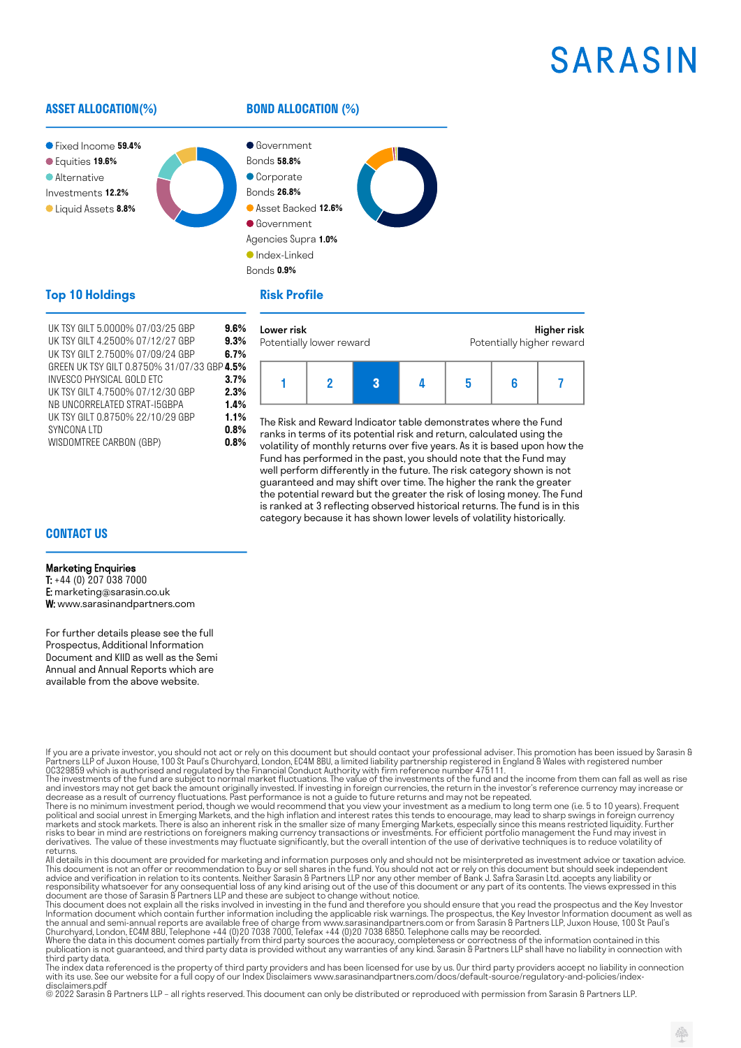SARASIN

## ASSET ALLOCATION(%)

- Fixed Income **59.4%**
- Equities **19.6%**
- Alternative Investments **12.2%**
- Liquid Assets **8.8%**

## BOND ALLOCATION (%)

- Government Bonds **58.8%**
- Corporate Bonds **26.8%**
- Asset Backed **12.6%**
- Government Agencies Supra **1.0%**
- Index-Linked Bonds **0.9%**

## Top 10 Holdings

| | |
|---|---|
| UK TSY GILT 5.0000% 07/03/25 GBP | **9.6%** |
| UK TSY GILT 4.2500% 07/12/27 GBP | **9.3%** |
| UK TSY GILT 2.7500% 07/09/24 GBP | **6.7%** |
| GREEN UK TSY GILT 0.8750% 31/07/33 GBP | **4.5%** |
| INVESCO PHYSICAL GOLD ETC | **3.7%** |
| UK TSY GILT 4.7500% 07/12/30 GBP | **2.3%** |
| NB UNCORRELATED STRAT-I5GBPA | **1.4%** |
| UK TSY GILT 0.8750% 22/10/29 GBP | **1.1%** |
| SYNCONA LTD | **0.8%** |
| WISDOMTREE CARBON (GBP) | **0.8%** |

## Risk Profile

**Lower risk**
Potentially lower reward

**Higher risk**
Potentially higher reward

| 1 | 2 | 3 | 4 | 5 | 6 | 7 |
|---|---|---|---|---|---|---|

The Risk and Reward Indicator table demonstrates where the Fund ranks in terms of its potential risk and return, calculated using the volatility of monthly returns over five years. As it is based upon how the Fund has performed in the past, you should note that the Fund may well perform differently in the future. The risk category shown is not guaranteed and may shift over time. The higher the rank the greater the potential reward but the greater the risk of losing money. The Fund is ranked at 3 reflecting observed historical returns. The fund is in this category because it has shown lower levels of volatility historically.

## CONTACT US

**Marketing Enquiries**
**T:** +44 (0) 207 038 7000
**E:** marketing@sarasin.co.uk
**W:** www.sarasinandpartners.com

For further details please see the full Prospectus, Additional Information Document and KIID as well as the Semi Annual and Annual Reports which are available from the above website.

If you are a private investor, you should not act or rely on this document but should contact your professional adviser. This promotion has been issued by Sarasin & Partners LLP of Juxon House, 100 St Paul's Churchyard, London, EC4M 8BU, a limited liability partnership registered in England & Wales with registered number OC329859 which is authorised and regulated by the Financial Conduct Authority with firm reference number 475111.
The investments of the fund are subject to normal market fluctuations. The value of the investments of the fund and the income from them can fall as well as rise and investors may not get back the amount originally invested. If investing in foreign currencies, the return in the investor's reference currency may increase or decrease as a result of currency fluctuations. Past performance is not a guide to future returns and may not be repeated.
There is no minimum investment period, though we would recommend that you view your investment as a medium to long term one (i.e. 5 to 10 years). Frequent political and social unrest in Emerging Markets, and the high inflation and interest rates this tends to encourage, may lead to sharp swings in foreign currency markets and stock markets. There is also an inherent risk in the smaller size of many Emerging Markets, especially since this means restricted liquidity. Further risks to bear in mind are restrictions on foreigners making currency transactions or investments. For efficient portfolio management the Fund may invest in derivatives. The value of these investments may fluctuate significantly, but the overall intention of the use of derivative techniques is to reduce volatility of returns.
All details in this document are provided for marketing and information purposes only and should not be misinterpreted as investment advice or taxation advice. This document is not an offer or recommendation to buy or sell shares in the fund. You should not act or rely on this document but should seek independent advice and verification in relation to its contents. Neither Sarasin & Partners LLP nor any other member of Bank J. Safra Sarasin Ltd. accepts any liability or responsibility whatsoever for any consequential loss of any kind arising out of the use of this document or any part of its contents. The views expressed in this document are those of Sarasin & Partners LLP and these are subject to change without notice.
This document does not explain all the risks involved in investing in the fund and therefore you should ensure that you read the prospectus and the Key Investor Information document which contain further information including the applicable risk warnings. The prospectus, the Key Investor Information document as well as the annual and semi-annual reports are available free of charge from www.sarasinandpartners.com or from Sarasin & Partners LLP, Juxon House, 100 St Paul's Churchyard, London, EC4M 8BU, Telephone +44 (0)20 7038 7000, Telefax +44 (0)20 7038 6850. Telephone calls may be recorded.
Where the data in this document comes partially from third party sources the accuracy, completeness or correctness of the information contained in this publication is not guaranteed, and third party data is provided without any warranties of any kind. Sarasin & Partners LLP shall have no liability in connection with third party data.
The index data referenced is the property of third party providers and has been licensed for use by us. Our third party providers accept no liability in connection with its use. See our website for a full copy of our Index Disclaimers www.sarasinandpartners.com/docs/default-source/regulatory-and-policies/index-disclaimers.pdf
© 2022 Sarasin & Partners LLP – all rights reserved. This document can only be distributed or reproduced with permission from Sarasin & Partners LLP.